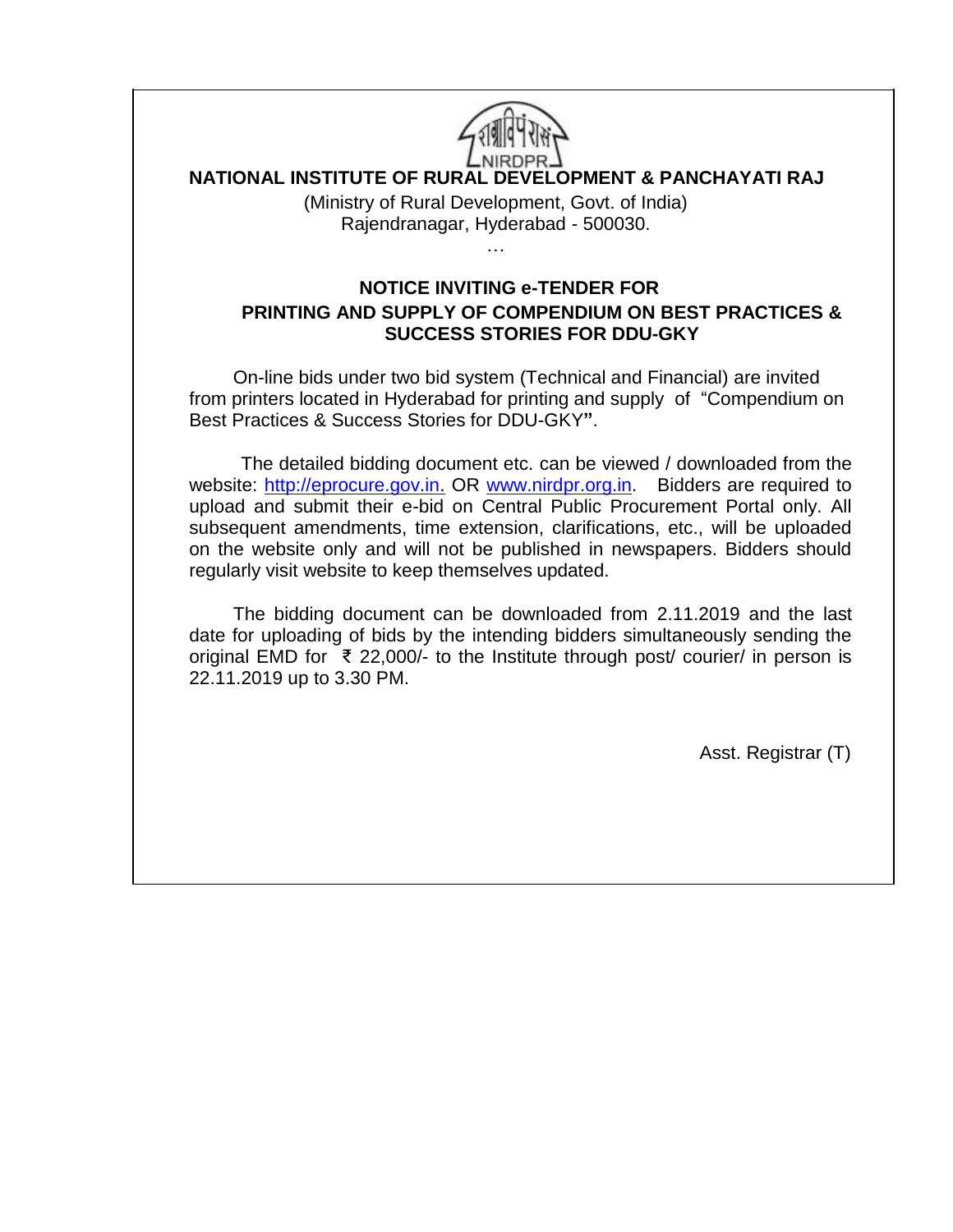NIRDPR

**NATIONAL INSTITUTE OF RURAL DEVELOPMENT & PANCHAYATI RAJ**

(Ministry of Rural Development, Govt. of India)
Rajendranagar, Hyderabad - 500030.

…

## NOTICE INVITING e-TENDER FOR PRINTING AND SUPPLY OF COMPENDIUM ON BEST PRACTICES & SUCCESS STORIES FOR DDU-GKY

On-line bids under two bid system (Technical and Financial) are invited from printers located in Hyderabad for printing and supply of "Compendium on Best Practices & Success Stories for DDU-GKY**"**.

The detailed bidding document etc. can be viewed / downloaded from the website: http://eprocure.gov.in. OR www.nirdpr.org.in. Bidders are required to upload and submit their e-bid on Central Public Procurement Portal only. All subsequent amendments, time extension, clarifications, etc., will be uploaded on the website only and will not be published in newspapers. Bidders should regularly visit website to keep themselves updated.

The bidding document can be downloaded from 2.11.2019 and the last date for uploading of bids by the intending bidders simultaneously sending the original EMD for ₹ 22,000/- to the Institute through post/ courier/ in person is 22.11.2019 up to 3.30 PM.

Asst. Registrar (T)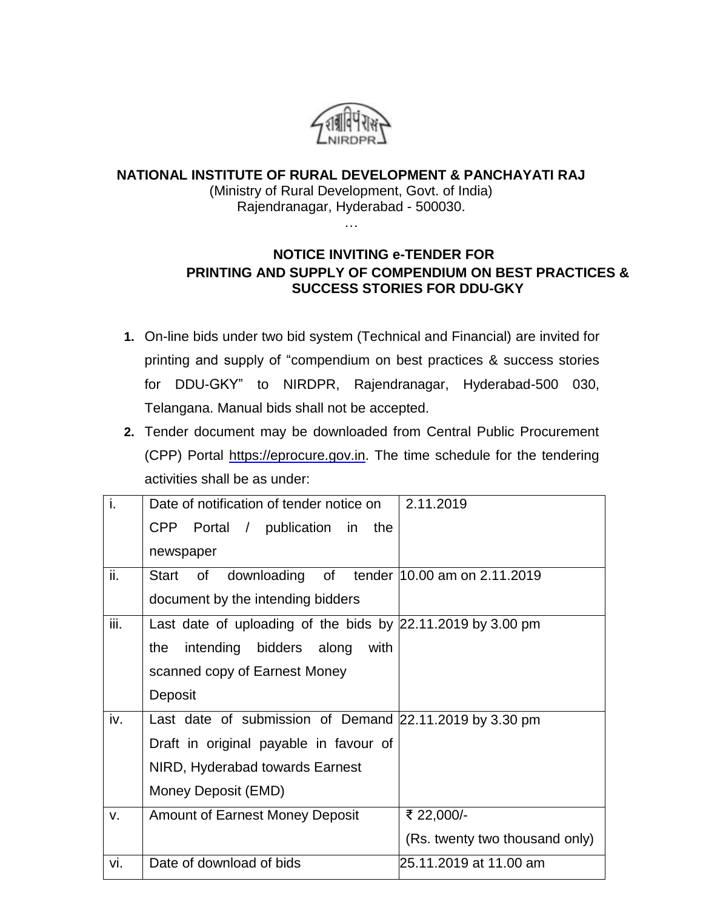**NATIONAL INSTITUTE OF RURAL DEVELOPMENT & PANCHAYATI RAJ**
(Ministry of Rural Development, Govt. of India)
Rajendranagar, Hyderabad - 500030.
…

## NOTICE INVITING e-TENDER FOR PRINTING AND SUPPLY OF COMPENDIUM ON BEST PRACTICES & SUCCESS STORIES FOR DDU-GKY

1. On-line bids under two bid system (Technical and Financial) are invited for printing and supply of "compendium on best practices & success stories for DDU-GKY" to NIRDPR, Rajendranagar, Hyderabad-500 030, Telangana. Manual bids shall not be accepted.
2. Tender document may be downloaded from Central Public Procurement (CPP) Portal https://eprocure.gov.in. The time schedule for the tendering activities shall be as under:

| | | |
|---|---|---|
| i. | Date of notification of tender notice on CPP Portal / publication in the newspaper | 2.11.2019 |
| ii. | Start of downloading of tender document by the intending bidders | 10.00 am on 2.11.2019 |
| iii. | Last date of uploading of the bids by the intending bidders along with scanned copy of Earnest Money Deposit | 22.11.2019 by 3.00 pm |
| iv. | Last date of submission of Demand Draft in original payable in favour of NIRD, Hyderabad towards Earnest Money Deposit (EMD) | 22.11.2019 by 3.30 pm |
| v. | Amount of Earnest Money Deposit | ₹ 22,000/- (Rs. twenty two thousand only) |
| vi. | Date of download of bids | 25.11.2019 at 11.00 am |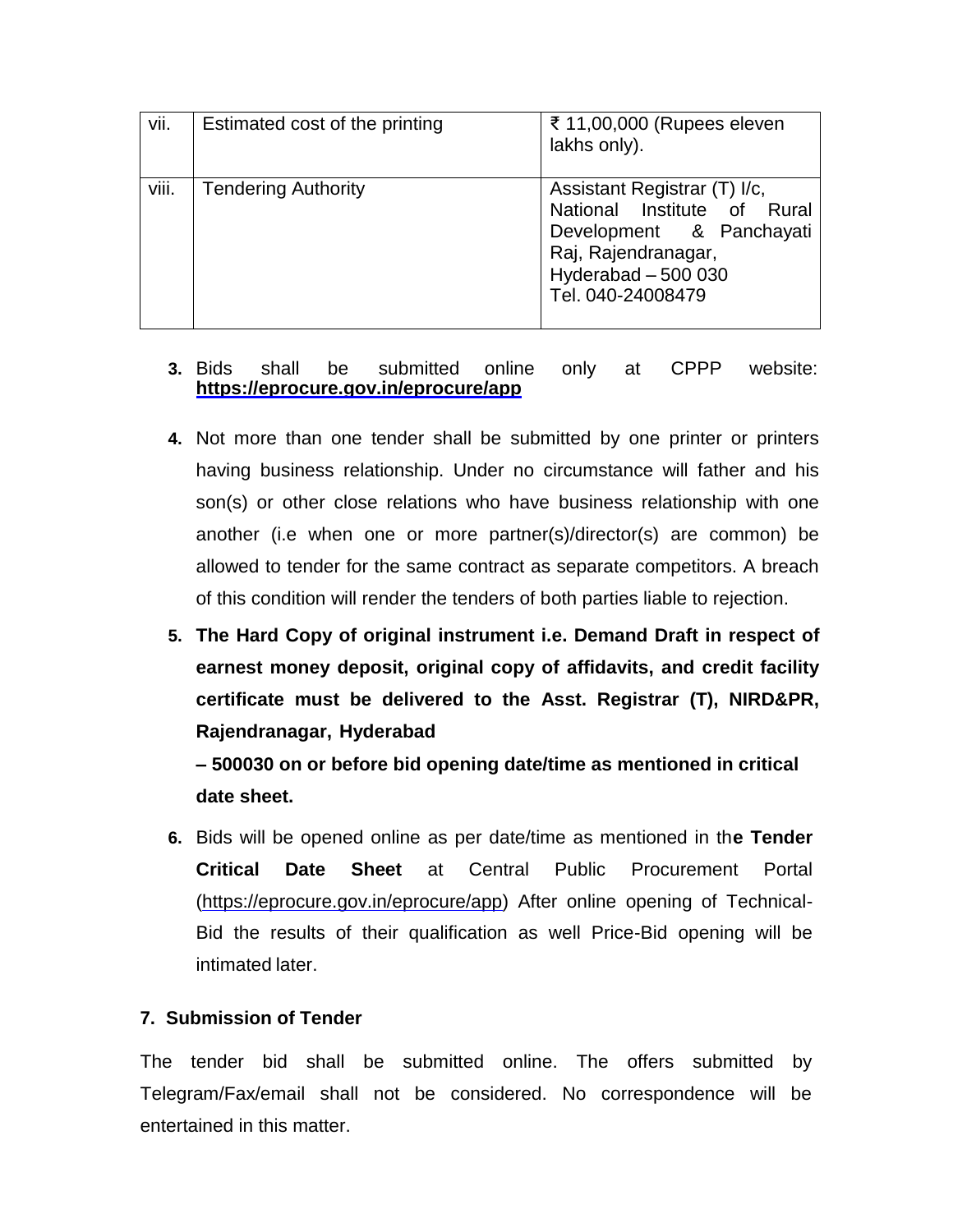| vii. | Estimated cost of the printing | ₹ 11,00,000 (Rupees eleven lakhs only). |
|---|---|---|
| viii. | Tendering Authority | Assistant Registrar (T) I/c, National Institute of Rural Development & Panchayati Raj, Rajendranagar, Hyderabad – 500 030 Tel. 040-24008479 |

3. Bids shall be submitted online only at CPPP website: **https://eprocure.gov.in/eprocure/app**

4. Not more than one tender shall be submitted by one printer or printers having business relationship. Under no circumstance will father and his son(s) or other close relations who have business relationship with one another (i.e when one or more partner(s)/director(s) are common) be allowed to tender for the same contract as separate competitors. A breach of this condition will render the tenders of both parties liable to rejection.

5. **The Hard Copy of original instrument i.e. Demand Draft in respect of earnest money deposit, original copy of affidavits, and credit facility certificate must be delivered to the Asst. Registrar (T), NIRD&PR, Rajendranagar, Hyderabad – 500030 on or before bid opening date/time as mentioned in critical date sheet.**

6. Bids will be opened online as per date/time as mentioned in th**e Tender Critical Date Sheet** at Central Public Procurement Portal (https://eprocure.gov.in/eprocure/app) After online opening of Technical-Bid the results of their qualification as well Price-Bid opening will be intimated later.

**7. Submission of Tender**

The tender bid shall be submitted online. The offers submitted by Telegram/Fax/email shall not be considered. No correspondence will be entertained in this matter.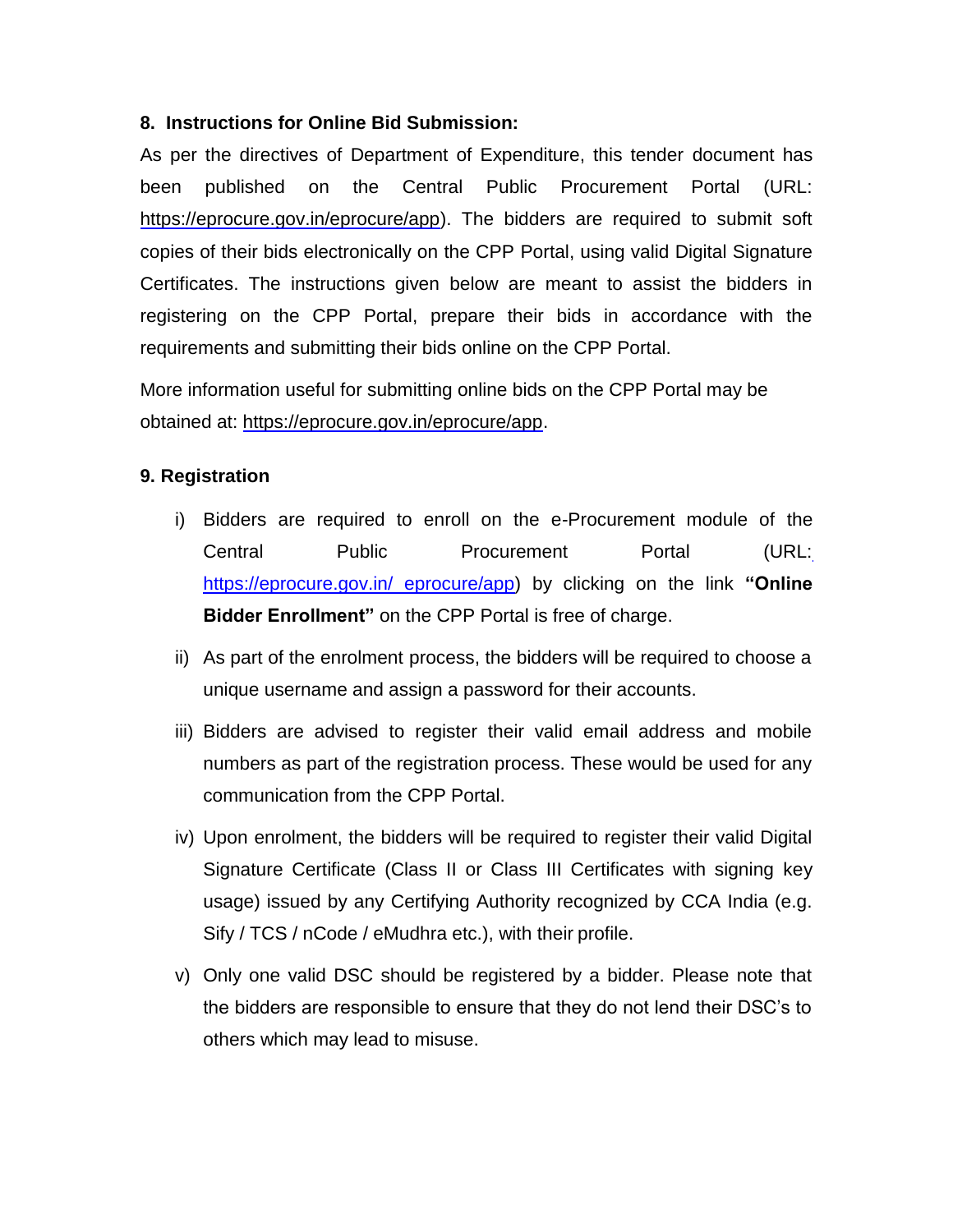**8. Instructions for Online Bid Submission:**

As per the directives of Department of Expenditure, this tender document has been published on the Central Public Procurement Portal (URL: https://eprocure.gov.in/eprocure/app). The bidders are required to submit soft copies of their bids electronically on the CPP Portal, using valid Digital Signature Certificates. The instructions given below are meant to assist the bidders in registering on the CPP Portal, prepare their bids in accordance with the requirements and submitting their bids online on the CPP Portal.

More information useful for submitting online bids on the CPP Portal may be obtained at: https://eprocure.gov.in/eprocure/app.

**9. Registration**

i) Bidders are required to enroll on the e-Procurement module of the Central Public Procurement Portal (URL: https://eprocure.gov.in/ eprocure/app) by clicking on the link **"Online Bidder Enrollment"** on the CPP Portal is free of charge.

ii) As part of the enrolment process, the bidders will be required to choose a unique username and assign a password for their accounts.

iii) Bidders are advised to register their valid email address and mobile numbers as part of the registration process. These would be used for any communication from the CPP Portal.

iv) Upon enrolment, the bidders will be required to register their valid Digital Signature Certificate (Class II or Class III Certificates with signing key usage) issued by any Certifying Authority recognized by CCA India (e.g. Sify / TCS / nCode / eMudhra etc.), with their profile.

v) Only one valid DSC should be registered by a bidder. Please note that the bidders are responsible to ensure that they do not lend their DSC's to others which may lead to misuse.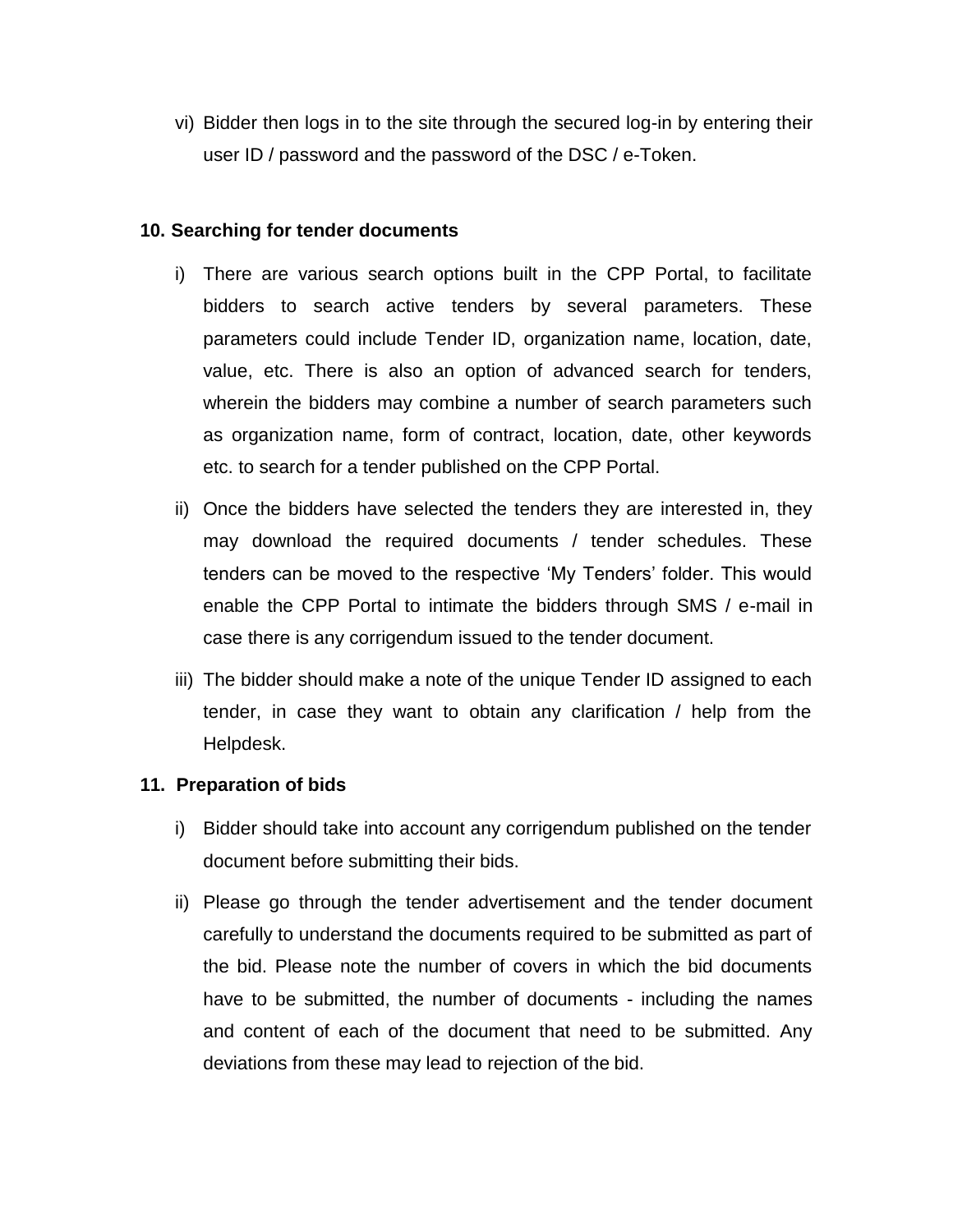vi) Bidder then logs in to the site through the secured log-in by entering their user ID / password and the password of the DSC / e-Token.

**10. Searching for tender documents**

i) There are various search options built in the CPP Portal, to facilitate bidders to search active tenders by several parameters. These parameters could include Tender ID, organization name, location, date, value, etc. There is also an option of advanced search for tenders, wherein the bidders may combine a number of search parameters such as organization name, form of contract, location, date, other keywords etc. to search for a tender published on the CPP Portal.

ii) Once the bidders have selected the tenders they are interested in, they may download the required documents / tender schedules. These tenders can be moved to the respective 'My Tenders' folder. This would enable the CPP Portal to intimate the bidders through SMS / e-mail in case there is any corrigendum issued to the tender document.

iii) The bidder should make a note of the unique Tender ID assigned to each tender, in case they want to obtain any clarification / help from the Helpdesk.

**11. Preparation of bids**

i) Bidder should take into account any corrigendum published on the tender document before submitting their bids.

ii) Please go through the tender advertisement and the tender document carefully to understand the documents required to be submitted as part of the bid. Please note the number of covers in which the bid documents have to be submitted, the number of documents - including the names and content of each of the document that need to be submitted. Any deviations from these may lead to rejection of the bid.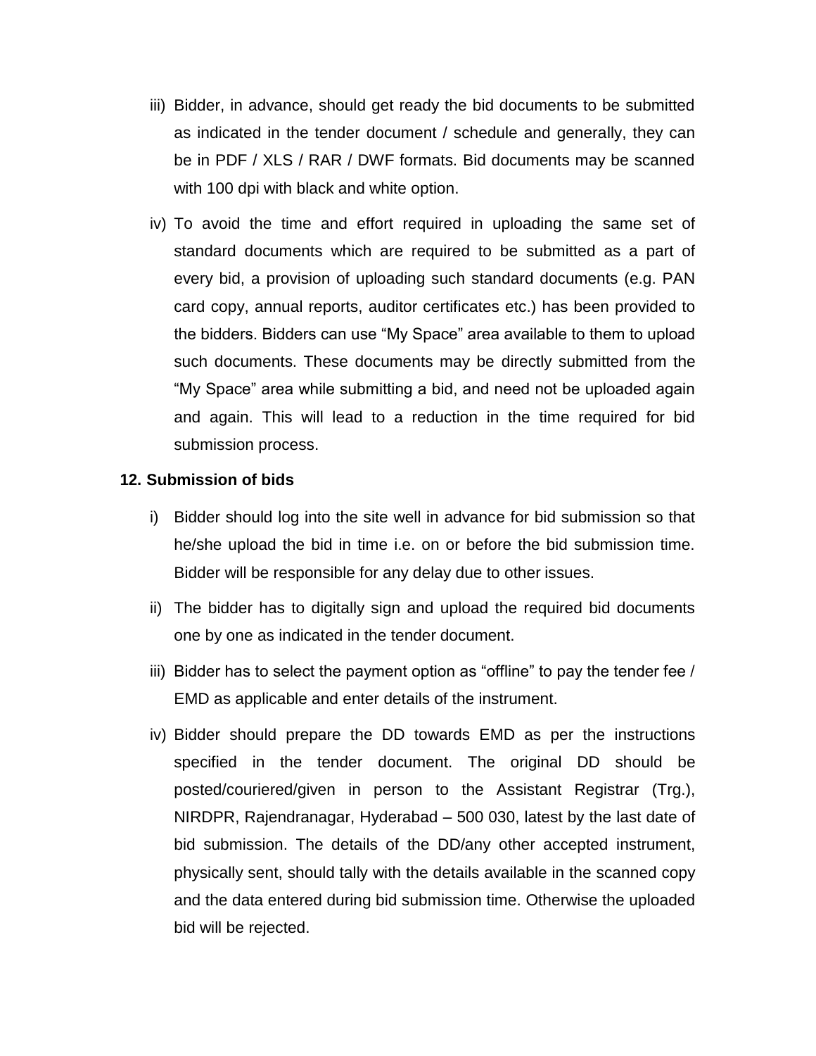iii) Bidder, in advance, should get ready the bid documents to be submitted as indicated in the tender document / schedule and generally, they can be in PDF / XLS / RAR / DWF formats. Bid documents may be scanned with 100 dpi with black and white option.

iv) To avoid the time and effort required in uploading the same set of standard documents which are required to be submitted as a part of every bid, a provision of uploading such standard documents (e.g. PAN card copy, annual reports, auditor certificates etc.) has been provided to the bidders. Bidders can use "My Space" area available to them to upload such documents. These documents may be directly submitted from the "My Space" area while submitting a bid, and need not be uploaded again and again. This will lead to a reduction in the time required for bid submission process.

**12. Submission of bids**

i) Bidder should log into the site well in advance for bid submission so that he/she upload the bid in time i.e. on or before the bid submission time. Bidder will be responsible for any delay due to other issues.

ii) The bidder has to digitally sign and upload the required bid documents one by one as indicated in the tender document.

iii) Bidder has to select the payment option as "offline" to pay the tender fee / EMD as applicable and enter details of the instrument.

iv) Bidder should prepare the DD towards EMD as per the instructions specified in the tender document. The original DD should be posted/couriered/given in person to the Assistant Registrar (Trg.), NIRDPR, Rajendranagar, Hyderabad – 500 030, latest by the last date of bid submission. The details of the DD/any other accepted instrument, physically sent, should tally with the details available in the scanned copy and the data entered during bid submission time. Otherwise the uploaded bid will be rejected.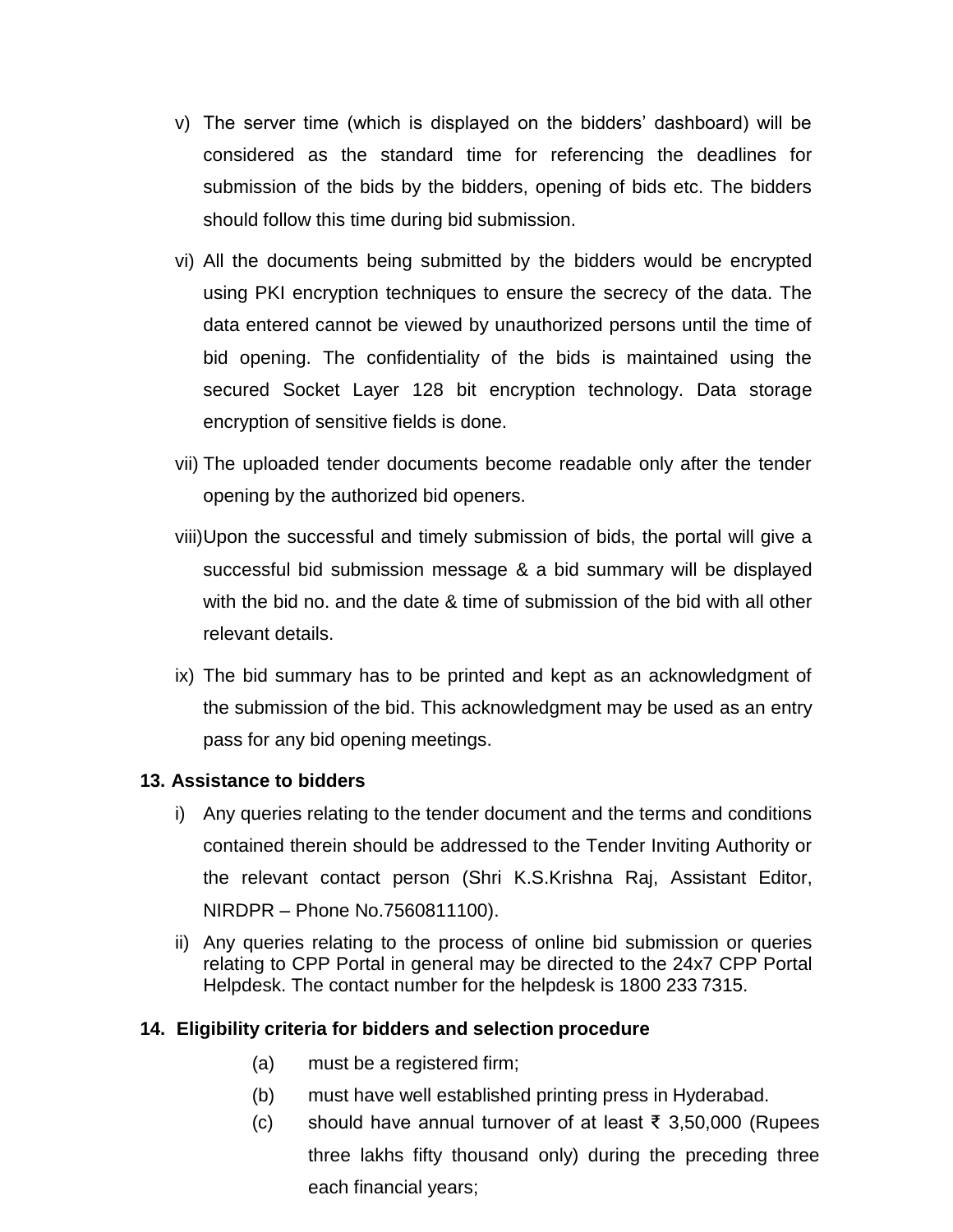v) The server time (which is displayed on the bidders' dashboard) will be considered as the standard time for referencing the deadlines for submission of the bids by the bidders, opening of bids etc. The bidders should follow this time during bid submission.

vi) All the documents being submitted by the bidders would be encrypted using PKI encryption techniques to ensure the secrecy of the data. The data entered cannot be viewed by unauthorized persons until the time of bid opening. The confidentiality of the bids is maintained using the secured Socket Layer 128 bit encryption technology. Data storage encryption of sensitive fields is done.

vii) The uploaded tender documents become readable only after the tender opening by the authorized bid openers.

viii) Upon the successful and timely submission of bids, the portal will give a successful bid submission message & a bid summary will be displayed with the bid no. and the date & time of submission of the bid with all other relevant details.

ix) The bid summary has to be printed and kept as an acknowledgment of the submission of the bid. This acknowledgment may be used as an entry pass for any bid opening meetings.

**13. Assistance to bidders**

i) Any queries relating to the tender document and the terms and conditions contained therein should be addressed to the Tender Inviting Authority or the relevant contact person (Shri K.S.Krishna Raj, Assistant Editor, NIRDPR – Phone No.7560811100).

ii) Any queries relating to the process of online bid submission or queries relating to CPP Portal in general may be directed to the 24x7 CPP Portal Helpdesk. The contact number for the helpdesk is 1800 233 7315.

**14. Eligibility criteria for bidders and selection procedure**

(a) must be a registered firm;

(b) must have well established printing press in Hyderabad.

(c) should have annual turnover of at least ₹ 3,50,000 (Rupees three lakhs fifty thousand only) during the preceding three each financial years;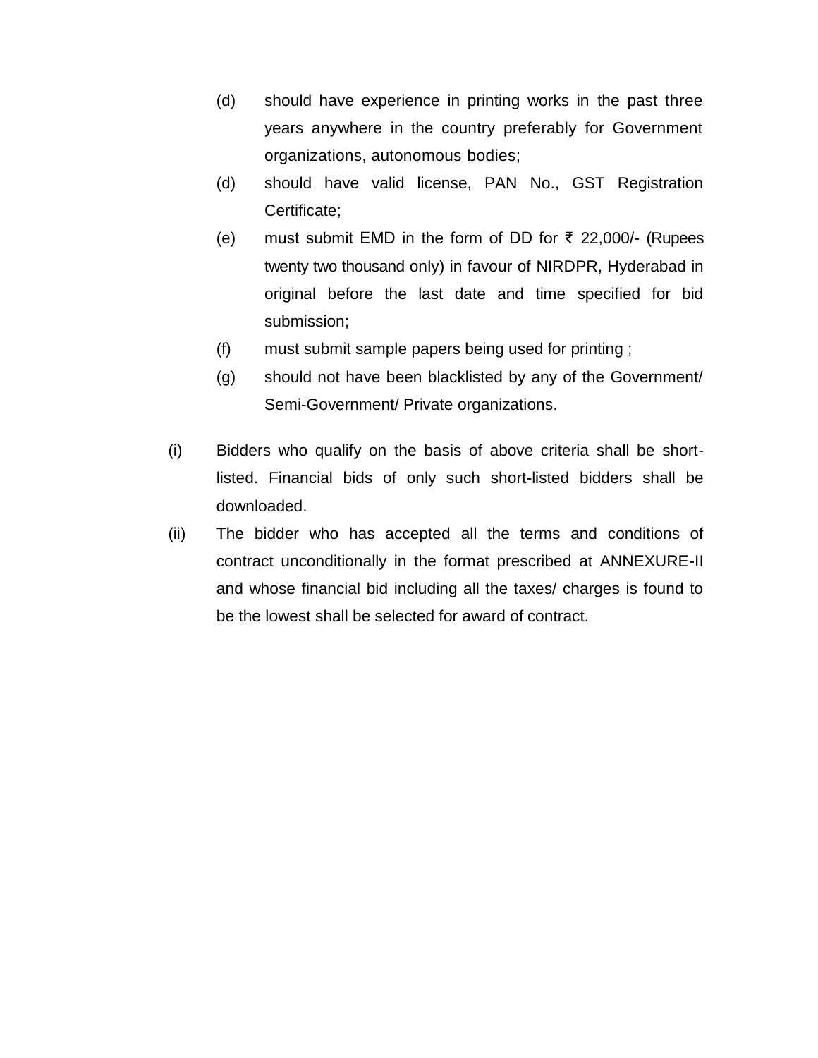(d) should have experience in printing works in the past three years anywhere in the country preferably for Government organizations, autonomous bodies;

(d) should have valid license, PAN No., GST Registration Certificate;

(e) must submit EMD in the form of DD for ₹ 22,000/- (Rupees twenty two thousand only) in favour of NIRDPR, Hyderabad in original before the last date and time specified for bid submission;

(f) must submit sample papers being used for printing ;

(g) should not have been blacklisted by any of the Government/ Semi-Government/ Private organizations.

(i) Bidders who qualify on the basis of above criteria shall be short-listed. Financial bids of only such short-listed bidders shall be downloaded.

(ii) The bidder who has accepted all the terms and conditions of contract unconditionally in the format prescribed at ANNEXURE-II and whose financial bid including all the taxes/ charges is found to be the lowest shall be selected for award of contract.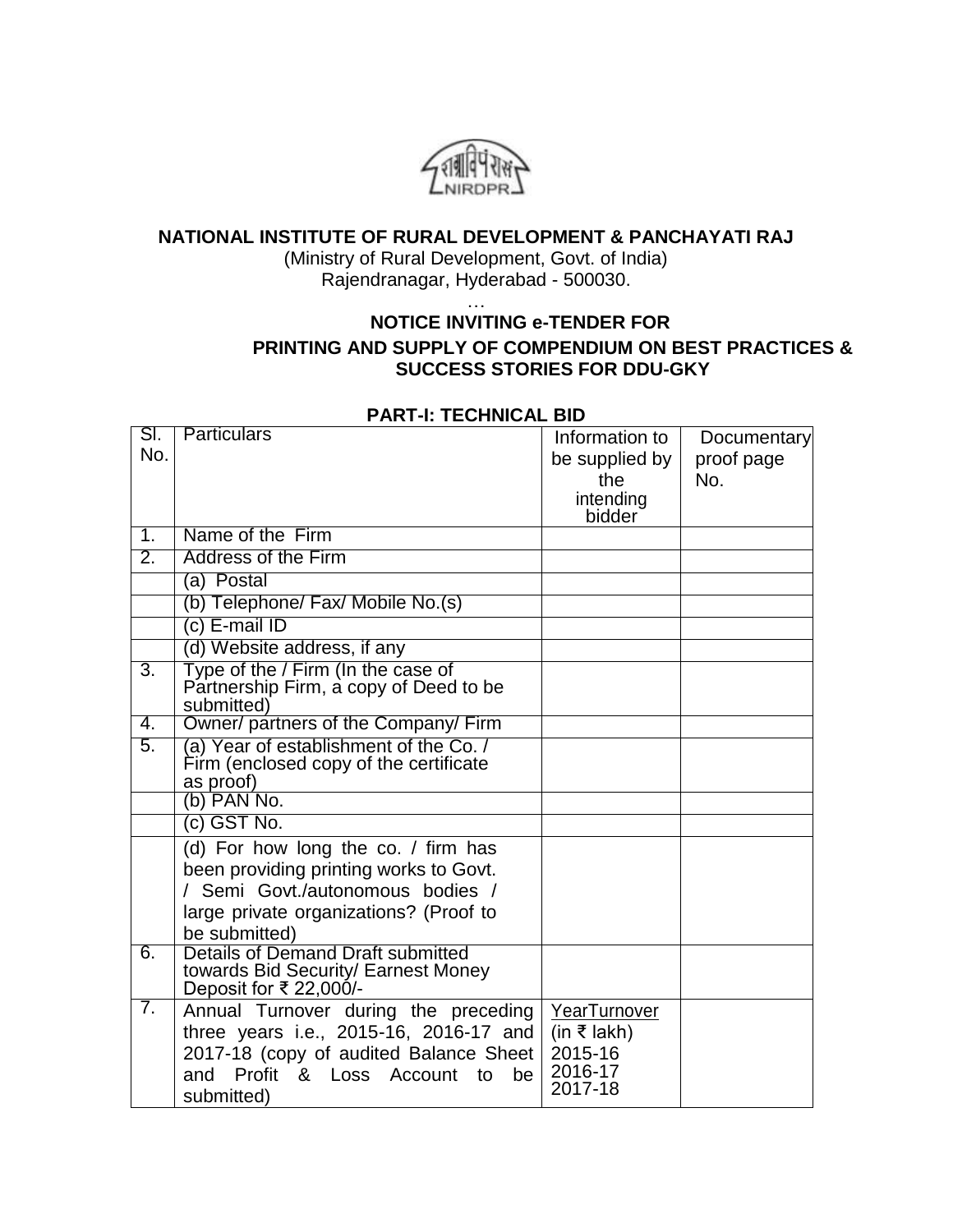**NATIONAL INSTITUTE OF RURAL DEVELOPMENT & PANCHAYATI RAJ**

(Ministry of Rural Development, Govt. of India)

Rajendranagar, Hyderabad - 500030.

…

**NOTICE INVITING e-TENDER FOR**

**PRINTING AND SUPPLY OF COMPENDIUM ON BEST PRACTICES & SUCCESS STORIES FOR DDU-GKY**

## PART-I: TECHNICAL BID

| Sl. No. | Particulars | Information to be supplied by the intending bidder | Documentary proof page No. |
|---|---|---|---|
| 1. | Name of the Firm | | |
| 2. | Address of the Firm | | |
| | (a) Postal | | |
| | (b) Telephone/ Fax/ Mobile No.(s) | | |
| | (c) E-mail ID | | |
| | (d) Website address, if any | | |
| 3. | Type of the / Firm (In the case of Partnership Firm, a copy of Deed to be submitted) | | |
| 4. | Owner/ partners of the Company/ Firm | | |
| 5. | (a) Year of establishment of the Co. / Firm (enclosed copy of the certificate as proof) | | |
| | (b) PAN No. | | |
| | (c) GST No. | | |
| | (d) For how long the co. / firm has been providing printing works to Govt. / Semi Govt./autonomous bodies / large private organizations? (Proof to be submitted) | | |
| 6. | Details of Demand Draft submitted towards Bid Security/ Earnest Money Deposit for ₹ 22,000/- | | |
| 7. | Annual Turnover during the preceding three years i.e., 2015-16, 2016-17 and 2017-18 (copy of audited Balance Sheet and Profit & Loss Account to be submitted) | YearTurnover (in ₹ lakh)<br>2015-16<br>2016-17<br>2017-18 | |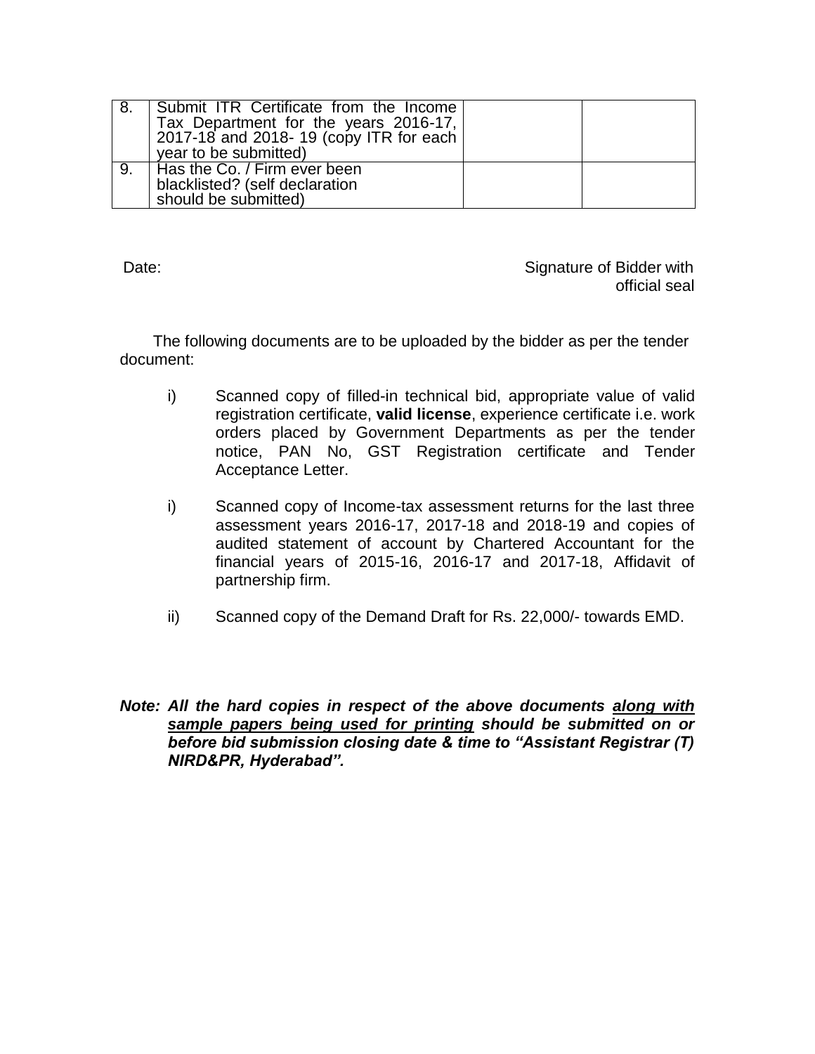| 8. | Submit ITR Certificate from the Income Tax Department for the years 2016-17, 2017-18 and 2018- 19 (copy ITR for each year to be submitted) | | |
|---|---|---|---|
| 9. | Has the Co. / Firm ever been blacklisted? (self declaration should be submitted) | | |

Date: Signature of Bidder with official seal

The following documents are to be uploaded by the bidder as per the tender document:

i) Scanned copy of filled-in technical bid, appropriate value of valid registration certificate, **valid license**, experience certificate i.e. work orders placed by Government Departments as per the tender notice, PAN No, GST Registration certificate and Tender Acceptance Letter.

i) Scanned copy of Income-tax assessment returns for the last three assessment years 2016-17, 2017-18 and 2018-19 and copies of audited statement of account by Chartered Accountant for the financial years of 2015-16, 2016-17 and 2017-18, Affidavit of partnership firm.

ii) Scanned copy of the Demand Draft for Rs. 22,000/- towards EMD.

***Note: All the hard copies in respect of the above documents <u>along with sample papers being used for printing</u> should be submitted on or before bid submission closing date & time to "Assistant Registrar (T) NIRD&PR, Hyderabad".***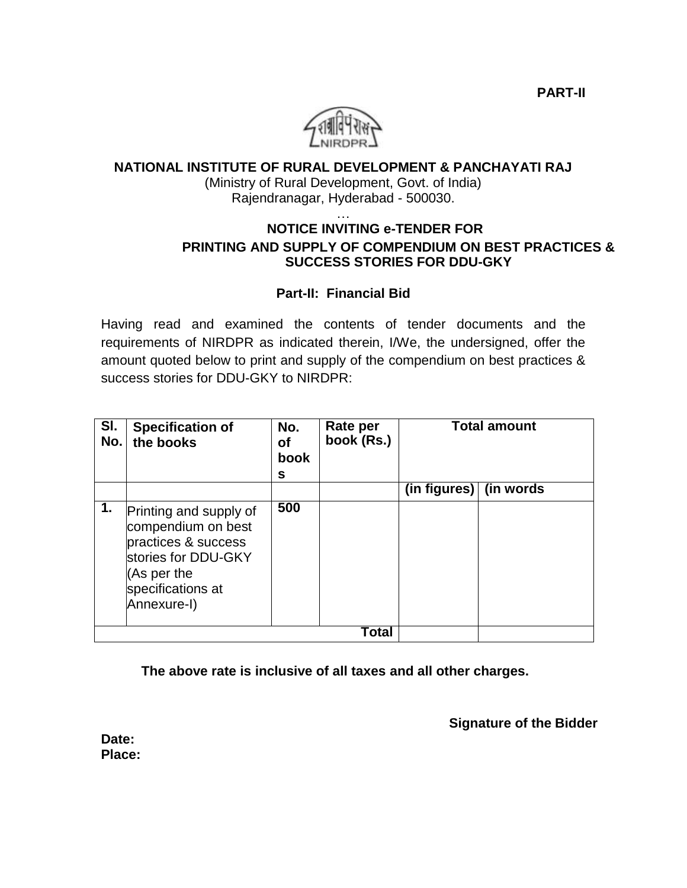**PART-II**

**NATIONAL INSTITUTE OF RURAL DEVELOPMENT & PANCHAYATI RAJ**

(Ministry of Rural Development, Govt. of India)
Rajendranagar, Hyderabad - 500030.

…

**NOTICE INVITING e-TENDER FOR**

**PRINTING AND SUPPLY OF COMPENDIUM ON BEST PRACTICES & SUCCESS STORIES FOR DDU-GKY**

**Part-II: Financial Bid**

Having read and examined the contents of tender documents and the requirements of NIRDPR as indicated therein, I/We, the undersigned, offer the amount quoted below to print and supply of the compendium on best practices & success stories for DDU-GKY to NIRDPR:

| Sl. No. | Specification of the books | No. of books | Rate per book (Rs.) | Total amount | |
|---|---|---|---|---|---|
| | | | | (in figures) | (in words |
| 1. | Printing and supply of compendium on best practices & success stories for DDU-GKY (As per the specifications at Annexure-I) | 500 | | | |
| | | | **Total** | | |

**The above rate is inclusive of all taxes and all other charges.**

**Signature of the Bidder**

**Date:**
**Place:**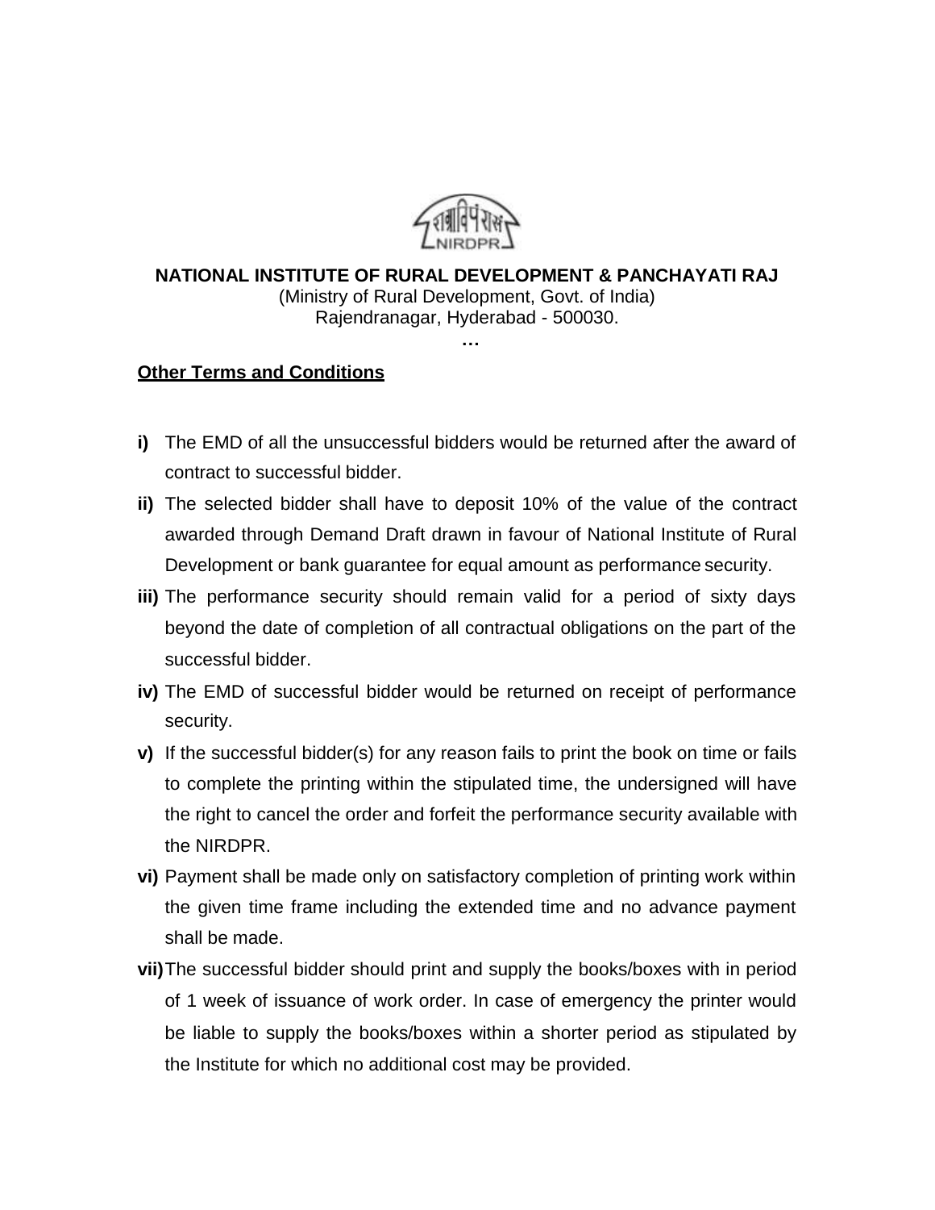**NATIONAL INSTITUTE OF RURAL DEVELOPMENT & PANCHAYATI RAJ**

(Ministry of Rural Development, Govt. of India)
Rajendranagar, Hyderabad - 500030.

…

**Other Terms and Conditions**

**i)** The EMD of all the unsuccessful bidders would be returned after the award of contract to successful bidder.

**ii)** The selected bidder shall have to deposit 10% of the value of the contract awarded through Demand Draft drawn in favour of National Institute of Rural Development or bank guarantee for equal amount as performance security.

**iii)** The performance security should remain valid for a period of sixty days beyond the date of completion of all contractual obligations on the part of the successful bidder.

**iv)** The EMD of successful bidder would be returned on receipt of performance security.

**v)** If the successful bidder(s) for any reason fails to print the book on time or fails to complete the printing within the stipulated time, the undersigned will have the right to cancel the order and forfeit the performance security available with the NIRDPR.

**vi)** Payment shall be made only on satisfactory completion of printing work within the given time frame including the extended time and no advance payment shall be made.

**vii)** The successful bidder should print and supply the books/boxes with in period of 1 week of issuance of work order. In case of emergency the printer would be liable to supply the books/boxes within a shorter period as stipulated by the Institute for which no additional cost may be provided.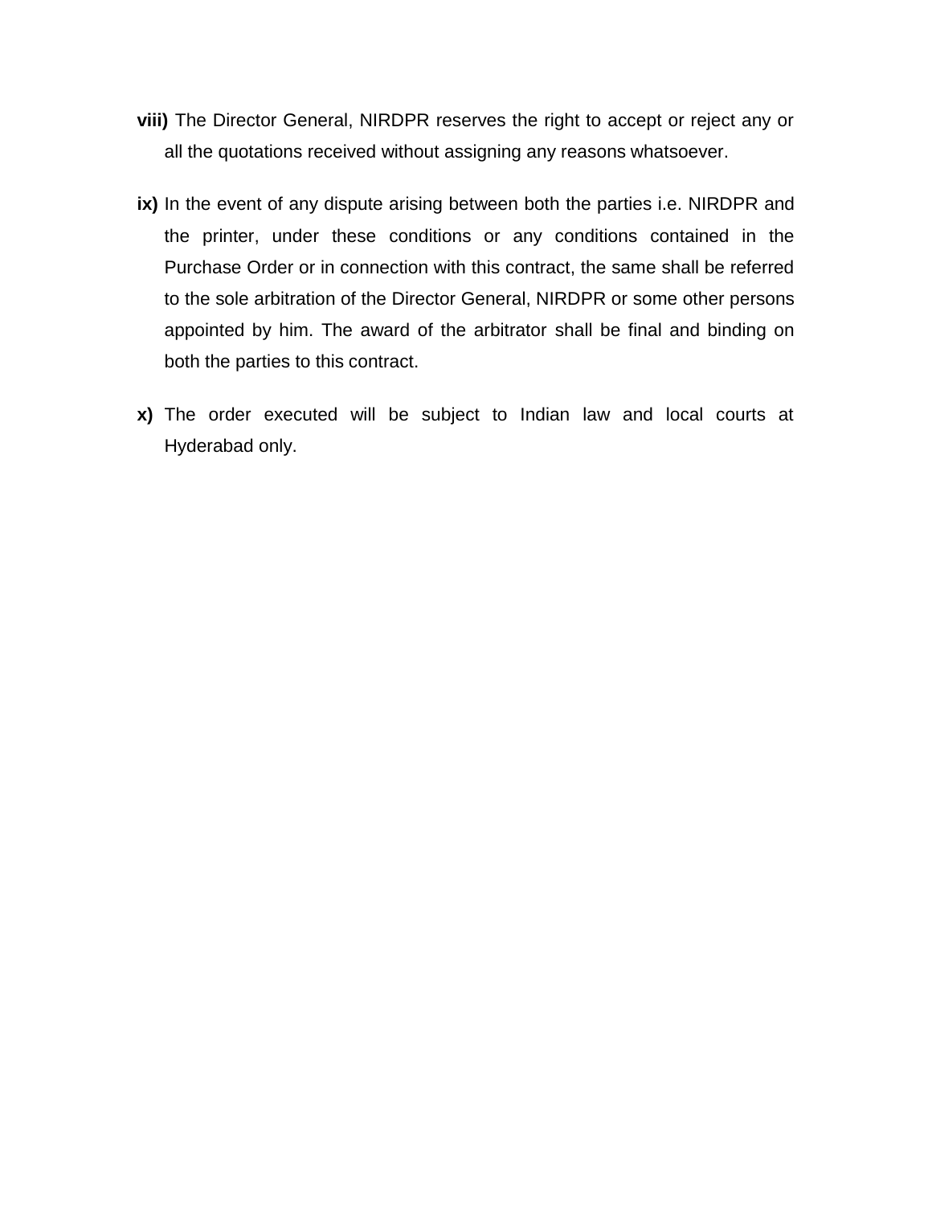**viii)** The Director General, NIRDPR reserves the right to accept or reject any or all the quotations received without assigning any reasons whatsoever.

**ix)** In the event of any dispute arising between both the parties i.e. NIRDPR and the printer, under these conditions or any conditions contained in the Purchase Order or in connection with this contract, the same shall be referred to the sole arbitration of the Director General, NIRDPR or some other persons appointed by him. The award of the arbitrator shall be final and binding on both the parties to this contract.

**x)** The order executed will be subject to Indian law and local courts at Hyderabad only.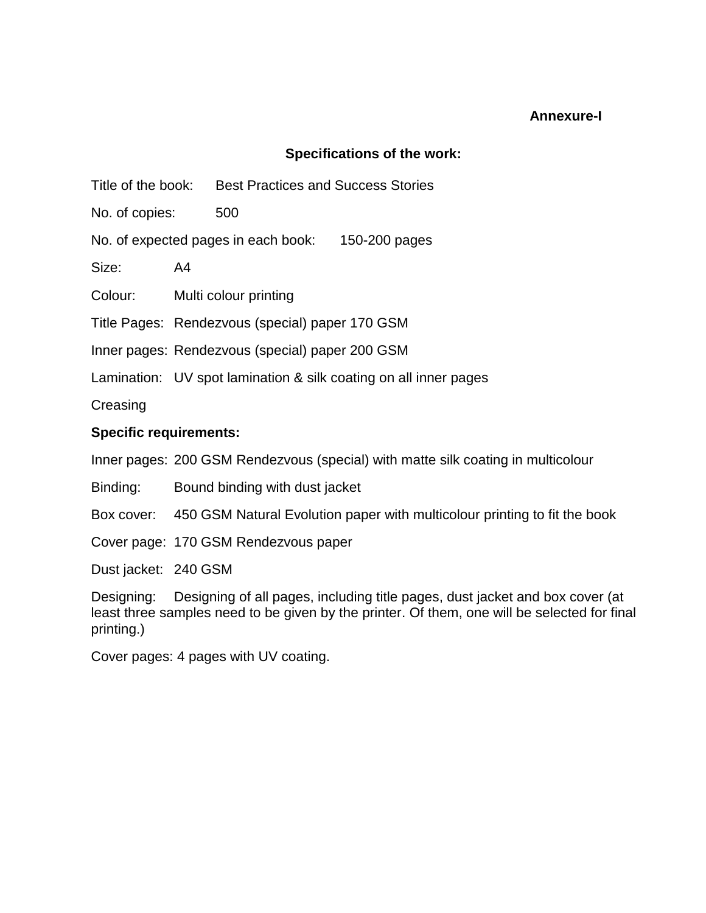**Annexure-I**

**Specifications of the work:**

Title of the book: Best Practices and Success Stories

No. of copies: 500

No. of expected pages in each book: 150-200 pages

Size: A4

Colour: Multi colour printing

Title Pages: Rendezvous (special) paper 170 GSM

Inner pages: Rendezvous (special) paper 200 GSM

Lamination: UV spot lamination & silk coating on all inner pages

Creasing

**Specific requirements:**

Inner pages: 200 GSM Rendezvous (special) with matte silk coating in multicolour

Binding: Bound binding with dust jacket

Box cover: 450 GSM Natural Evolution paper with multicolour printing to fit the book

Cover page: 170 GSM Rendezvous paper

Dust jacket: 240 GSM

Designing: Designing of all pages, including title pages, dust jacket and box cover (at least three samples need to be given by the printer. Of them, one will be selected for final printing.)

Cover pages: 4 pages with UV coating.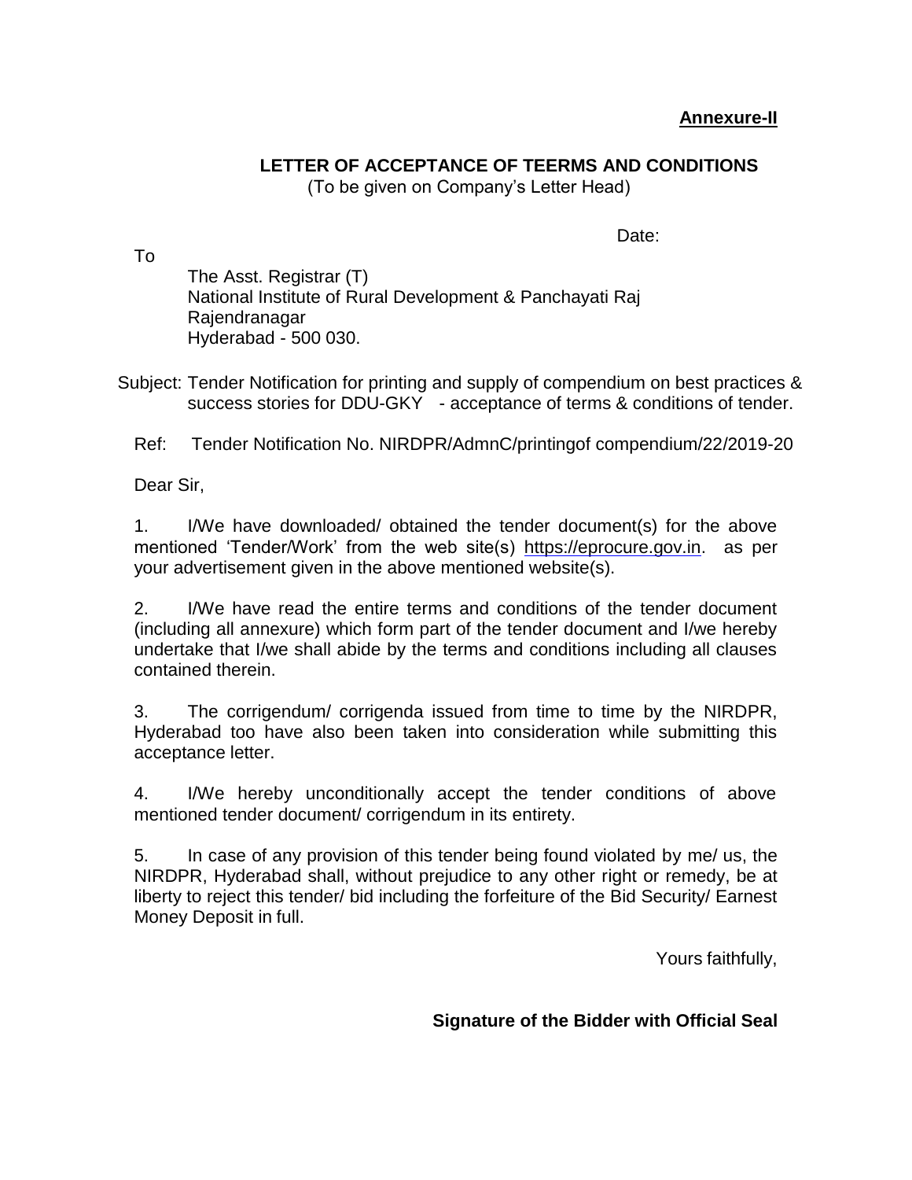**Annexure-II**

**LETTER OF ACCEPTANCE OF TEERMS AND CONDITIONS**

(To be given on Company's Letter Head)

Date:

To

The Asst. Registrar (T)
National Institute of Rural Development & Panchayati Raj
Rajendranagar
Hyderabad - 500 030.

Subject: Tender Notification for printing and supply of compendium on best practices & success stories for DDU-GKY - acceptance of terms & conditions of tender.

Ref: Tender Notification No. NIRDPR/AdmnC/printingof compendium/22/2019-20

Dear Sir,

1. I/We have downloaded/ obtained the tender document(s) for the above mentioned 'Tender/Work' from the web site(s) https://eprocure.gov.in. as per your advertisement given in the above mentioned website(s).

2. I/We have read the entire terms and conditions of the tender document (including all annexure) which form part of the tender document and I/we hereby undertake that I/we shall abide by the terms and conditions including all clauses contained therein.

3. The corrigendum/ corrigenda issued from time to time by the NIRDPR, Hyderabad too have also been taken into consideration while submitting this acceptance letter.

4. I/We hereby unconditionally accept the tender conditions of above mentioned tender document/ corrigendum in its entirety.

5. In case of any provision of this tender being found violated by me/ us, the NIRDPR, Hyderabad shall, without prejudice to any other right or remedy, be at liberty to reject this tender/ bid including the forfeiture of the Bid Security/ Earnest Money Deposit in full.

Yours faithfully,

**Signature of the Bidder with Official Seal**